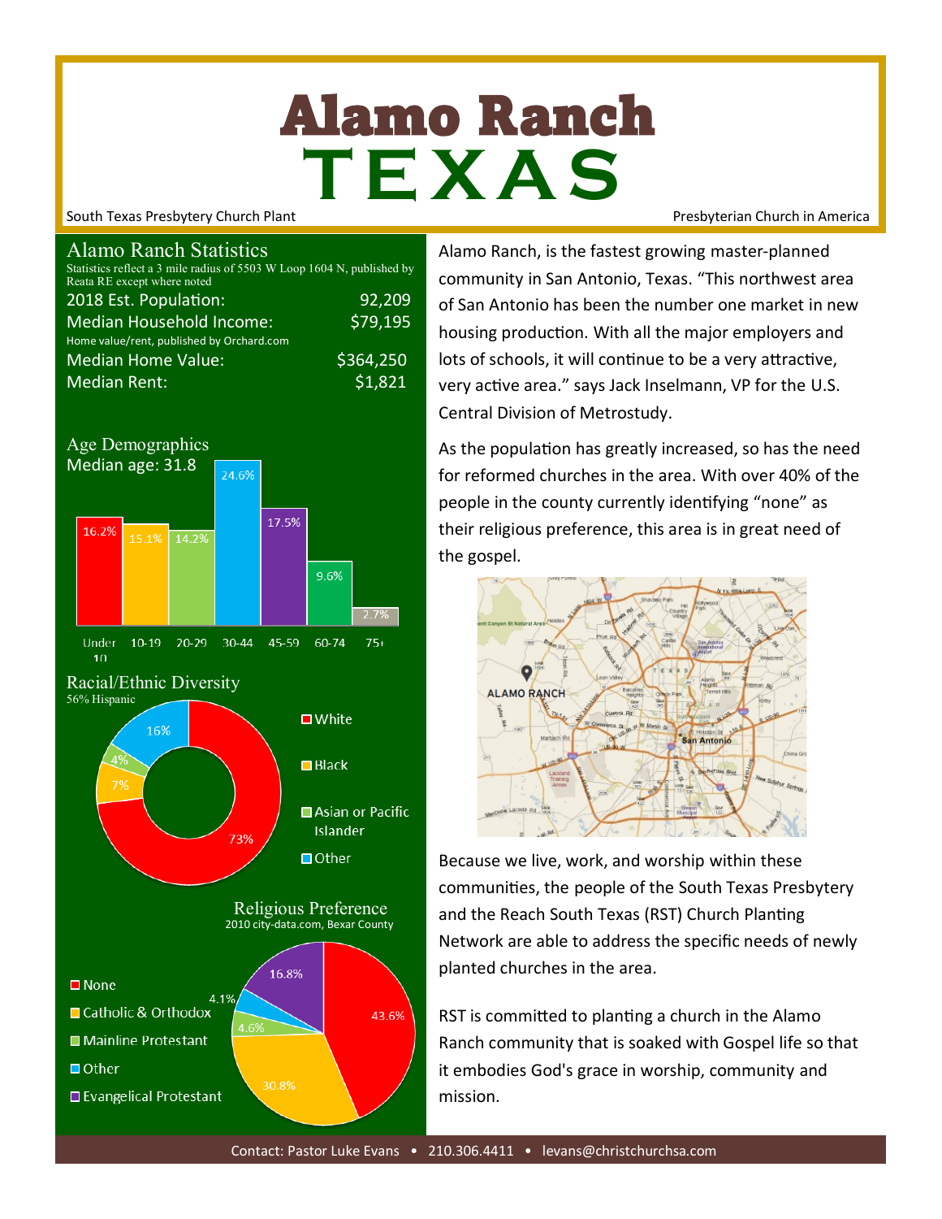# Alamo Ranch TEXAS

South Texas Presbytery Church Plant

Presbyterian Church in America

## Alamo Ranch Statistics

Statistics reflect a 3 mile radius of 5503 W Loop 1604 N, published by Reata RE except where noted

| | |
|---|---|
| 2018 Est. Population: | 92,209 |
| Median Household Income: | $79,195 |

Home value/rent, published by Orchard.com

| | |
|---|---|
| Median Home Value: | $364,250 |
| Median Rent: | $1,821 |

## Age Demographics

Median age: 31.8

| Under 10 | 10-19 | 20-29 | 30-44 | 45-59 | 60-74 | 75+ |
|---|---|---|---|---|---|---|
| 16.2% | 15.1% | 14.2% | 24.6% | 17.5% | 9.6% | 2.7% |

## Racial/Ethnic Diversity

56% Hispanic

| White | Black | Asian or Pacific Islander | Other |
|---|---|---|---|
| 73% | 7% | 4% | 16% |

## Religious Preference

2010 city-data.com, Bexar County

| None | Catholic & Orthodox | Mainline Protestant | Other | Evangelical Protestant |
|---|---|---|---|---|
| 43.6% | 30.8% | 4.6% | 4.1% | 16.8% |

Alamo Ranch, is the fastest growing master-planned community in San Antonio, Texas. "This northwest area of San Antonio has been the number one market in new housing production. With all the major employers and lots of schools, it will continue to be a very attractive, very active area." says Jack Inselmann, VP for the U.S. Central Division of Metrostudy.

As the population has greatly increased, so has the need for reformed churches in the area. With over 40% of the people in the county currently identifying "none" as their religious preference, this area is in great need of the gospel.

Because we live, work, and worship within these communities, the people of the South Texas Presbytery and the Reach South Texas (RST) Church Planting Network are able to address the specific needs of newly planted churches in the area.

RST is committed to planting a church in the Alamo Ranch community that is soaked with Gospel life so that it embodies God's grace in worship, community and mission.

Contact: Pastor Luke Evans • 210.306.4411 • levans@christchurchsa.com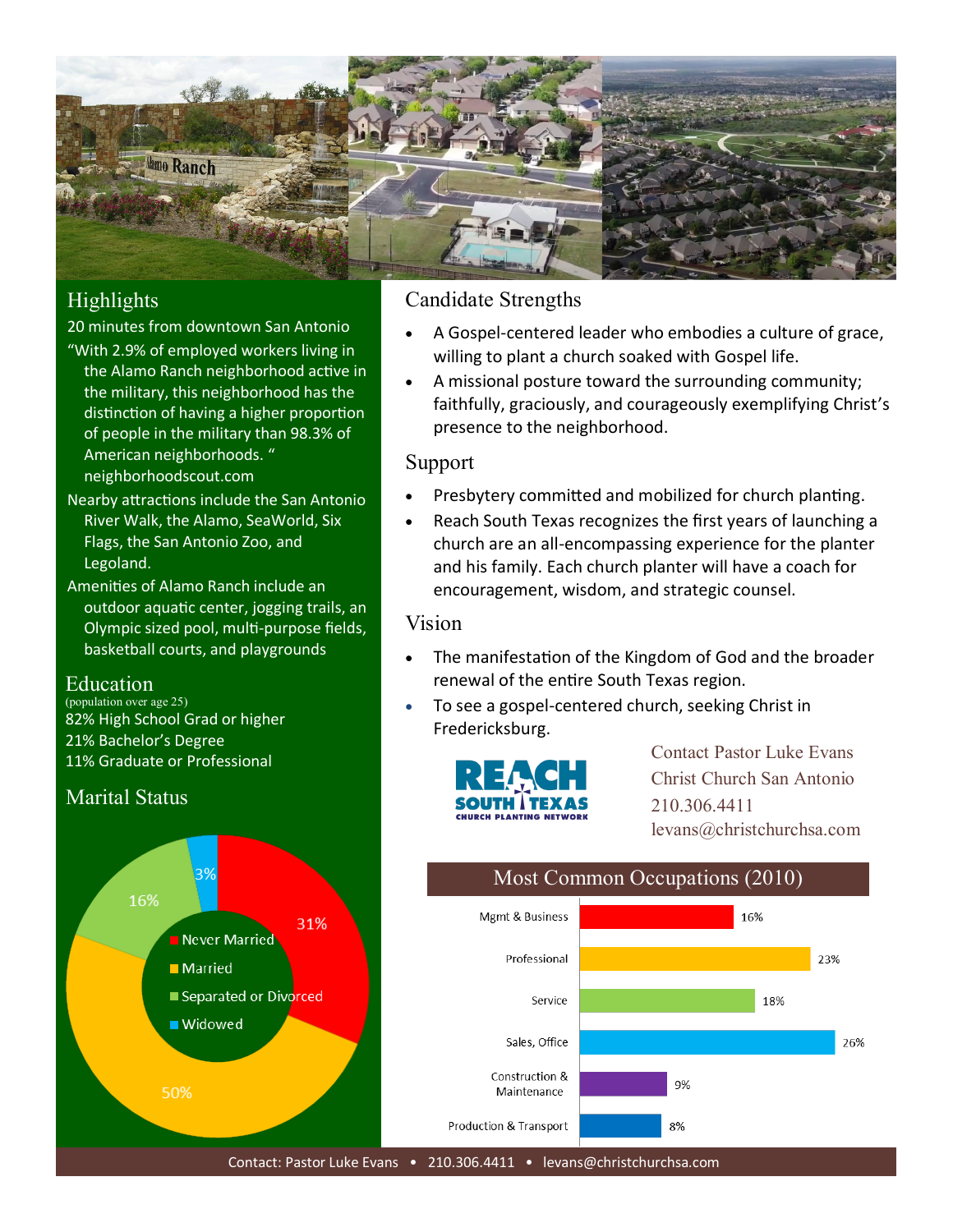## Highlights

20 minutes from downtown San Antonio

"With 2.9% of employed workers living in the Alamo Ranch neighborhood active in the military, this neighborhood has the distinction of having a higher proportion of people in the military than 98.3% of American neighborhoods. " neighborhoodscout.com

Nearby attractions include the San Antonio River Walk, the Alamo, SeaWorld, Six Flags, the San Antonio Zoo, and Legoland.

Amenities of Alamo Ranch include an outdoor aquatic center, jogging trails, an Olympic sized pool, multi-purpose fields, basketball courts, and playgrounds

## Education

(population over age 25)

82% High School Grad or higher

21% Bachelor's Degree

11% Graduate or Professional

## Marital Status

Never Married

Married

Separated or Divorced

Widowed

31%

50%

16%

3%

## Candidate Strengths

- A Gospel-centered leader who embodies a culture of grace, willing to plant a church soaked with Gospel life.
- A missional posture toward the surrounding community; faithfully, graciously, and courageously exemplifying Christ's presence to the neighborhood.

## Support

- Presbytery committed and mobilized for church planting.
- Reach South Texas recognizes the first years of launching a church are an all-encompassing experience for the planter and his family. Each church planter will have a coach for encouragement, wisdom, and strategic counsel.

## Vision

- The manifestation of the Kingdom of God and the broader renewal of the entire South Texas region.
- To see a gospel-centered church, seeking Christ in Fredericksburg.

REACH SOUTH TEXAS CHURCH PLANTING NETWORK

Contact Pastor Luke Evans
Christ Church San Antonio
210.306.4411
levans@christchurchsa.com

## Most Common Occupations (2010)

Mgmt & Business 16%

Professional 23%

Service 18%

Sales, Office 26%

Construction & Maintenance 9%

Production & Transport 8%

Contact: Pastor Luke Evans • 210.306.4411 • levans@christchurchsa.com